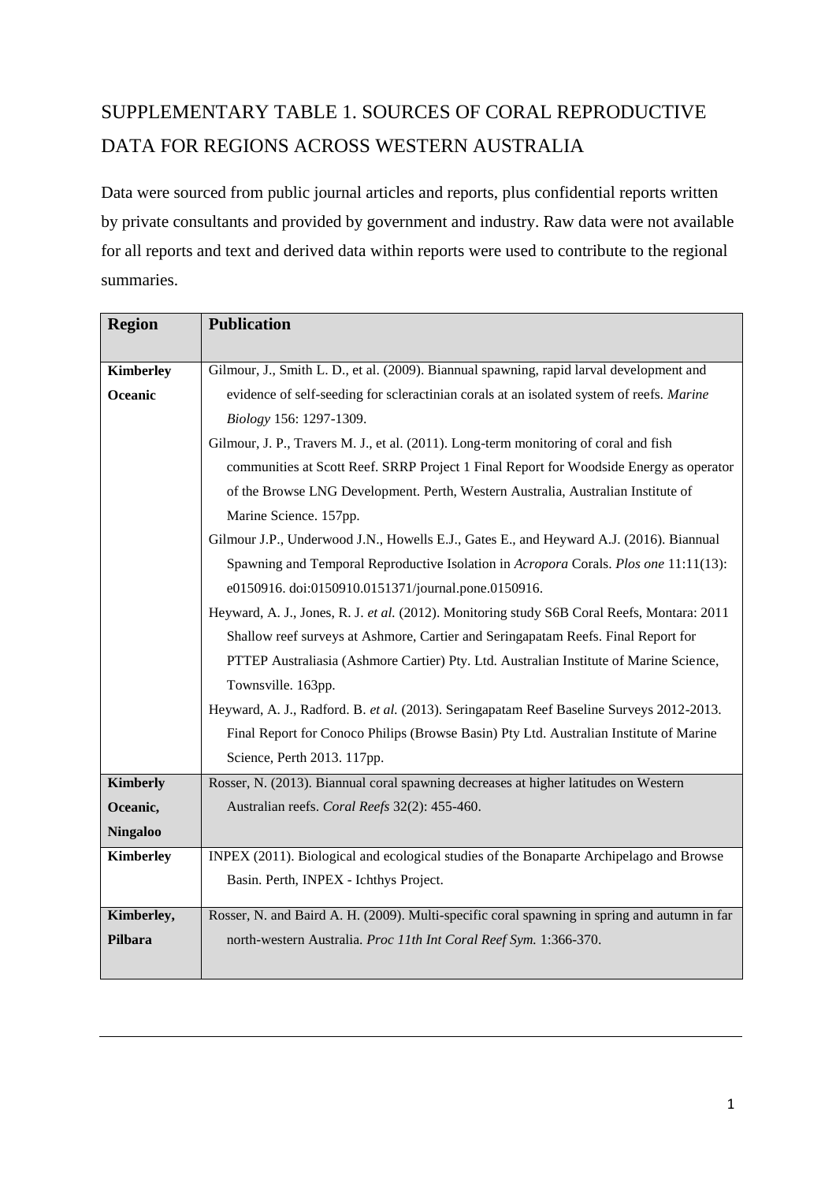# SUPPLEMENTARY TABLE 1. SOURCES OF CORAL REPRODUCTIVE DATA FOR REGIONS ACROSS WESTERN AUSTRALIA

Data were sourced from public journal articles and reports, plus confidential reports written by private consultants and provided by government and industry. Raw data were not available for all reports and text and derived data within reports were used to contribute to the regional summaries.

| Region | Publication |
|---|---|
| **Kimberley Oceanic** | Gilmour, J., Smith L. D., et al. (2009). Biannual spawning, rapid larval development and evidence of self-seeding for scleractinian corals at an isolated system of reefs. *Marine Biology* 156: 1297-1309.<br>Gilmour, J. P., Travers M. J., et al. (2011). Long-term monitoring of coral and fish communities at Scott Reef. SRRP Project 1 Final Report for Woodside Energy as operator of the Browse LNG Development. Perth, Western Australia, Australian Institute of Marine Science. 157pp.<br>Gilmour J.P., Underwood J.N., Howells E.J., Gates E., and Heyward A.J. (2016). Biannual Spawning and Temporal Reproductive Isolation in *Acropora* Corals. *Plos one* 11:11(13): e0150916. doi:0150910.0151371/journal.pone.0150916.<br>Heyward, A. J., Jones, R. J. *et al.* (2012). Monitoring study S6B Coral Reefs, Montara: 2011 Shallow reef surveys at Ashmore, Cartier and Seringapatam Reefs. Final Report for PTTEP Australiasia (Ashmore Cartier) Pty. Ltd. Australian Institute of Marine Science, Townsville. 163pp.<br>Heyward, A. J., Radford. B. *et al.* (2013). Seringapatam Reef Baseline Surveys 2012-2013. Final Report for Conoco Philips (Browse Basin) Pty Ltd. Australian Institute of Marine Science, Perth 2013. 117pp. |
| **Kimberly Oceanic, Ningaloo** | Rosser, N. (2013). Biannual coral spawning decreases at higher latitudes on Western Australian reefs. *Coral Reefs* 32(2): 455-460. |
| **Kimberley** | INPEX (2011). Biological and ecological studies of the Bonaparte Archipelago and Browse Basin. Perth, INPEX - Ichthys Project. |
| **Kimberley, Pilbara** | Rosser, N. and Baird A. H. (2009). Multi-specific coral spawning in spring and autumn in far north-western Australia. *Proc 11th Int Coral Reef Sym.* 1:366-370. |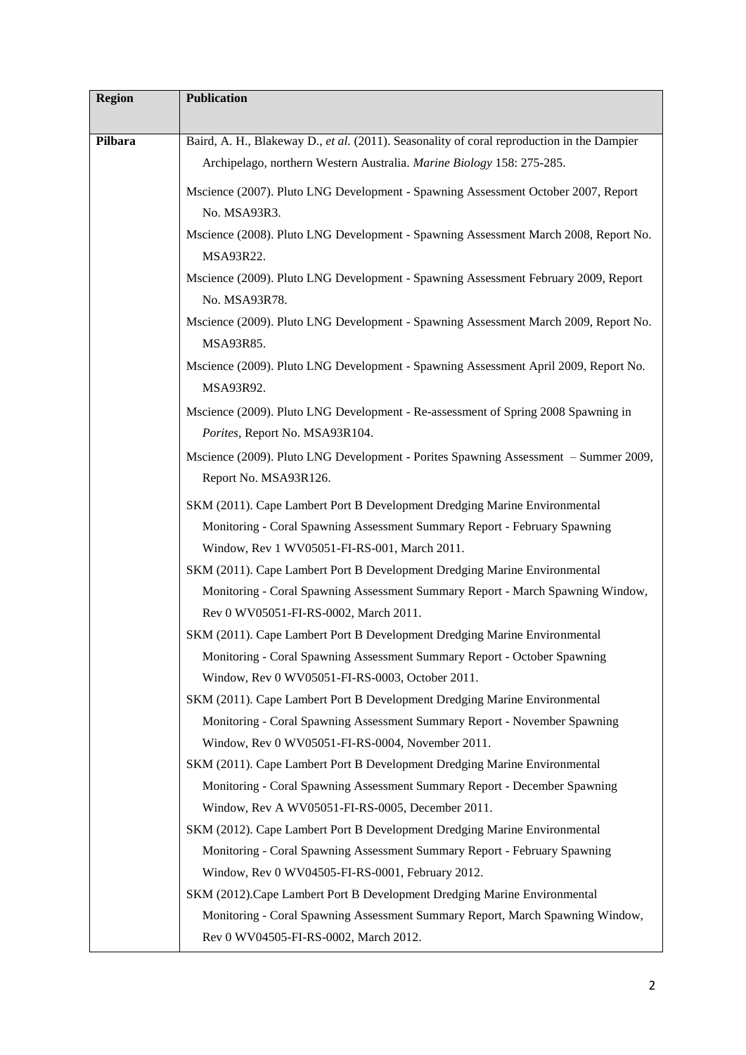| Region | Publication |
|---|---|
| **Pilbara** | Baird, A. H., Blakeway D., *et al.* (2011). Seasonality of coral reproduction in the Dampier Archipelago, northern Western Australia. *Marine Biology* 158: 275-285. |
| | Mscience (2007). Pluto LNG Development - Spawning Assessment October 2007, Report No. MSA93R3. |
| | Mscience (2008). Pluto LNG Development - Spawning Assessment March 2008, Report No. MSA93R22. |
| | Mscience (2009). Pluto LNG Development - Spawning Assessment February 2009, Report No. MSA93R78. |
| | Mscience (2009). Pluto LNG Development - Spawning Assessment March 2009, Report No. MSA93R85. |
| | Mscience (2009). Pluto LNG Development - Spawning Assessment April 2009, Report No. MSA93R92. |
| | Mscience (2009). Pluto LNG Development - Re-assessment of Spring 2008 Spawning in *Porites*, Report No. MSA93R104. |
| | Mscience (2009). Pluto LNG Development - Porites Spawning Assessment – Summer 2009, Report No. MSA93R126. |
| | SKM (2011). Cape Lambert Port B Development Dredging Marine Environmental Monitoring - Coral Spawning Assessment Summary Report - February Spawning Window, Rev 1 WV05051-FI-RS-001, March 2011. |
| | SKM (2011). Cape Lambert Port B Development Dredging Marine Environmental Monitoring - Coral Spawning Assessment Summary Report - March Spawning Window, Rev 0 WV05051-FI-RS-0002, March 2011. |
| | SKM (2011). Cape Lambert Port B Development Dredging Marine Environmental Monitoring - Coral Spawning Assessment Summary Report - October Spawning Window, Rev 0 WV05051-FI-RS-0003, October 2011. |
| | SKM (2011). Cape Lambert Port B Development Dredging Marine Environmental Monitoring - Coral Spawning Assessment Summary Report - November Spawning Window, Rev 0 WV05051-FI-RS-0004, November 2011. |
| | SKM (2011). Cape Lambert Port B Development Dredging Marine Environmental Monitoring - Coral Spawning Assessment Summary Report - December Spawning Window, Rev A WV05051-FI-RS-0005, December 2011. |
| | SKM (2012). Cape Lambert Port B Development Dredging Marine Environmental Monitoring - Coral Spawning Assessment Summary Report - February Spawning Window, Rev 0 WV04505-FI-RS-0001, February 2012. |
| | SKM (2012).Cape Lambert Port B Development Dredging Marine Environmental Monitoring - Coral Spawning Assessment Summary Report, March Spawning Window, Rev 0 WV04505-FI-RS-0002, March 2012. |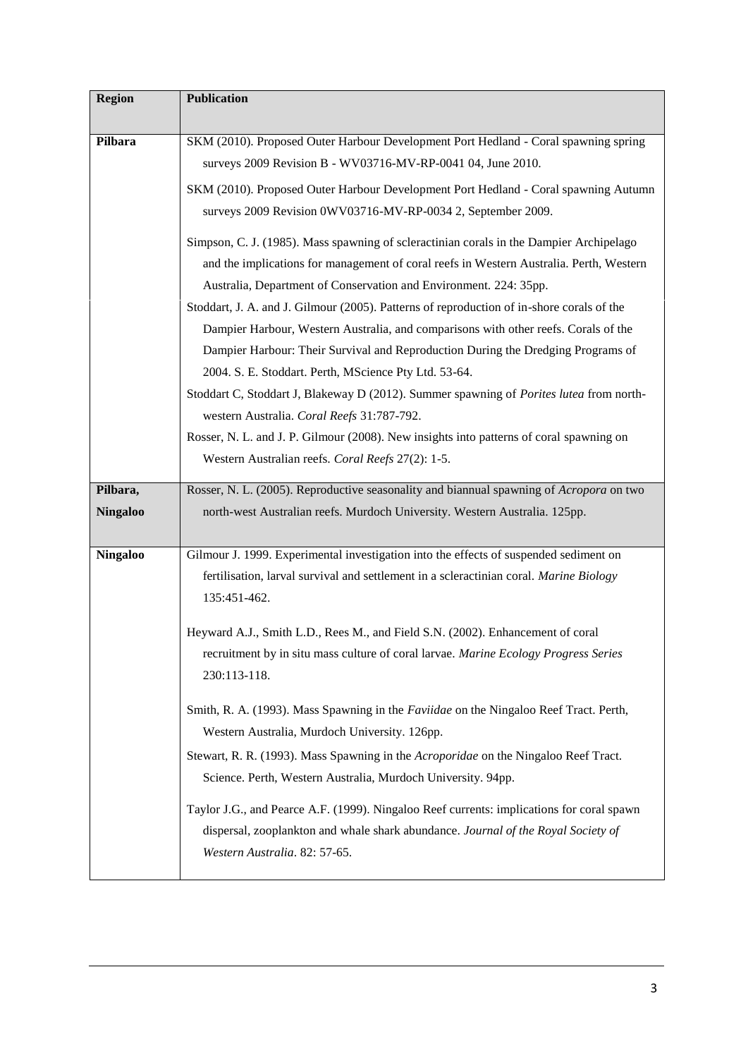| Region | Publication |
| --- | --- |
| **Pilbara** | SKM (2010). Proposed Outer Harbour Development Port Hedland - Coral spawning spring surveys 2009 Revision B - WV03716-MV-RP-0041 04, June 2010.<br><br>SKM (2010). Proposed Outer Harbour Development Port Hedland - Coral spawning Autumn surveys 2009 Revision 0WV03716-MV-RP-0034 2, September 2009.<br><br>Simpson, C. J. (1985). Mass spawning of scleractinian corals in the Dampier Archipelago and the implications for management of coral reefs in Western Australia. Perth, Western Australia, Department of Conservation and Environment. 224: 35pp. |
| | Stoddart, J. A. and J. Gilmour (2005). Patterns of reproduction of in-shore corals of the Dampier Harbour, Western Australia, and comparisons with other reefs. Corals of the Dampier Harbour: Their Survival and Reproduction During the Dredging Programs of 2004. S. E. Stoddart. Perth, MScience Pty Ltd. 53-64.<br>Stoddart C, Stoddart J, Blakeway D (2012). Summer spawning of *Porites lutea* from north-western Australia. *Coral Reefs* 31:787-792.<br>Rosser, N. L. and J. P. Gilmour (2008). New insights into patterns of coral spawning on Western Australian reefs. *Coral Reefs* 27(2): 1-5. |
| **Pilbara, Ningaloo** | Rosser, N. L. (2005). Reproductive seasonality and biannual spawning of *Acropora* on two north-west Australian reefs. Murdoch University. Western Australia. 125pp. |
| **Ningaloo** | Gilmour J. 1999. Experimental investigation into the effects of suspended sediment on fertilisation, larval survival and settlement in a scleractinian coral. *Marine Biology* 135:451-462.<br><br>Heyward A.J., Smith L.D., Rees M., and Field S.N. (2002). Enhancement of coral recruitment by in situ mass culture of coral larvae. *Marine Ecology Progress Series* 230:113-118.<br><br>Smith, R. A. (1993). Mass Spawning in the *Faviidae* on the Ningaloo Reef Tract. Perth, Western Australia, Murdoch University. 126pp.<br>Stewart, R. R. (1993). Mass Spawning in the *Acroporidae* on the Ningaloo Reef Tract. Science. Perth, Western Australia, Murdoch University. 94pp.<br><br>Taylor J.G., and Pearce A.F. (1999). Ningaloo Reef currents: implications for coral spawn dispersal, zooplankton and whale shark abundance. *Journal of the Royal Society of Western Australia*. 82: 57-65. |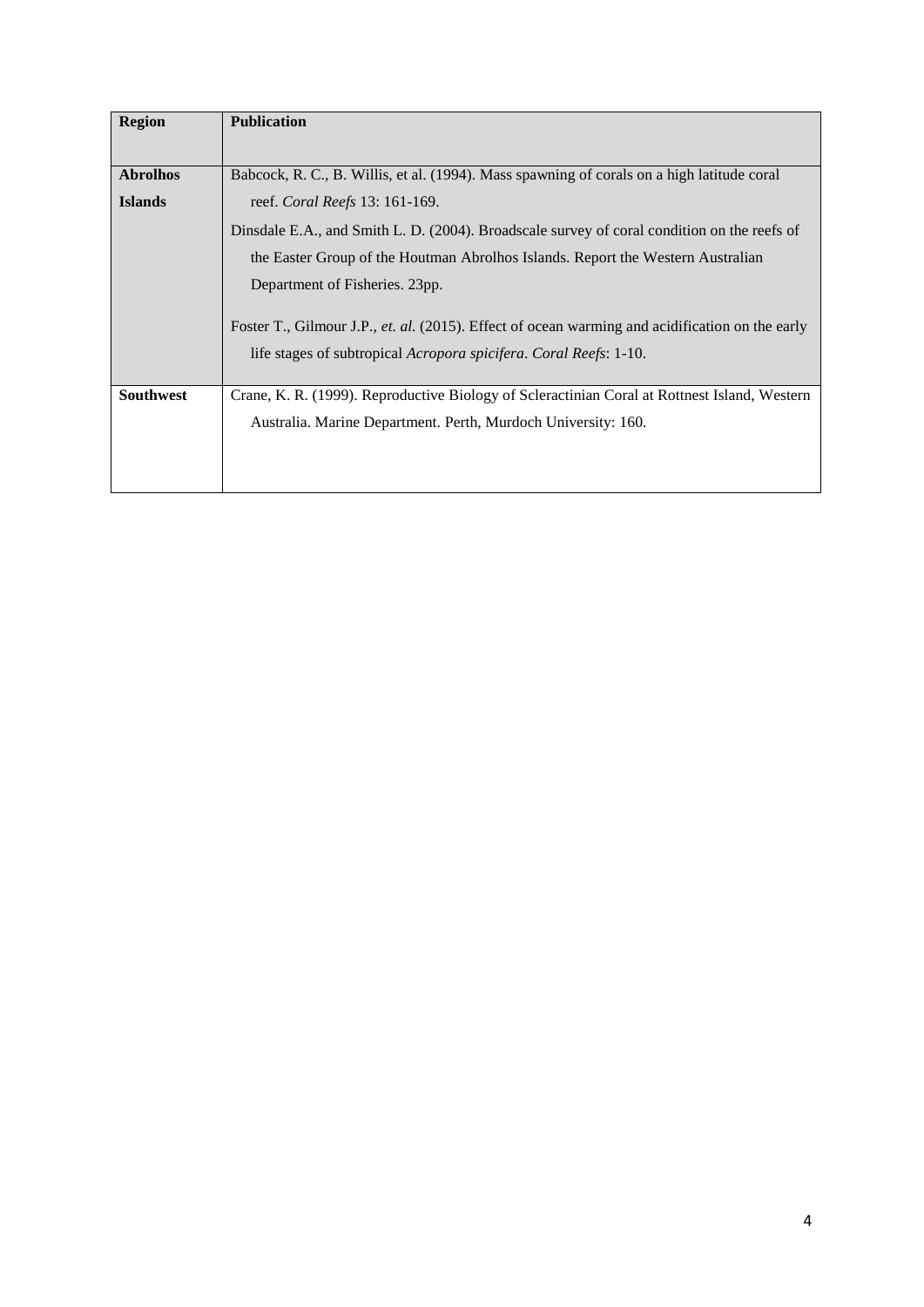| Region | Publication |
|---|---|
| **Abrolhos Islands** | Babcock, R. C., B. Willis, et al. (1994). Mass spawning of corals on a high latitude coral reef. *Coral Reefs* 13: 161-169.<br>Dinsdale E.A., and Smith L. D. (2004). Broadscale survey of coral condition on the reefs of the Easter Group of the Houtman Abrolhos Islands. Report the Western Australian Department of Fisheries. 23pp.<br>Foster T., Gilmour J.P., *et. al.* (2015). Effect of ocean warming and acidification on the early life stages of subtropical *Acropora spicifera*. *Coral Reefs*: 1-10. |
| **Southwest** | Crane, K. R. (1999). Reproductive Biology of Scleractinian Coral at Rottnest Island, Western Australia. Marine Department. Perth, Murdoch University: 160. |